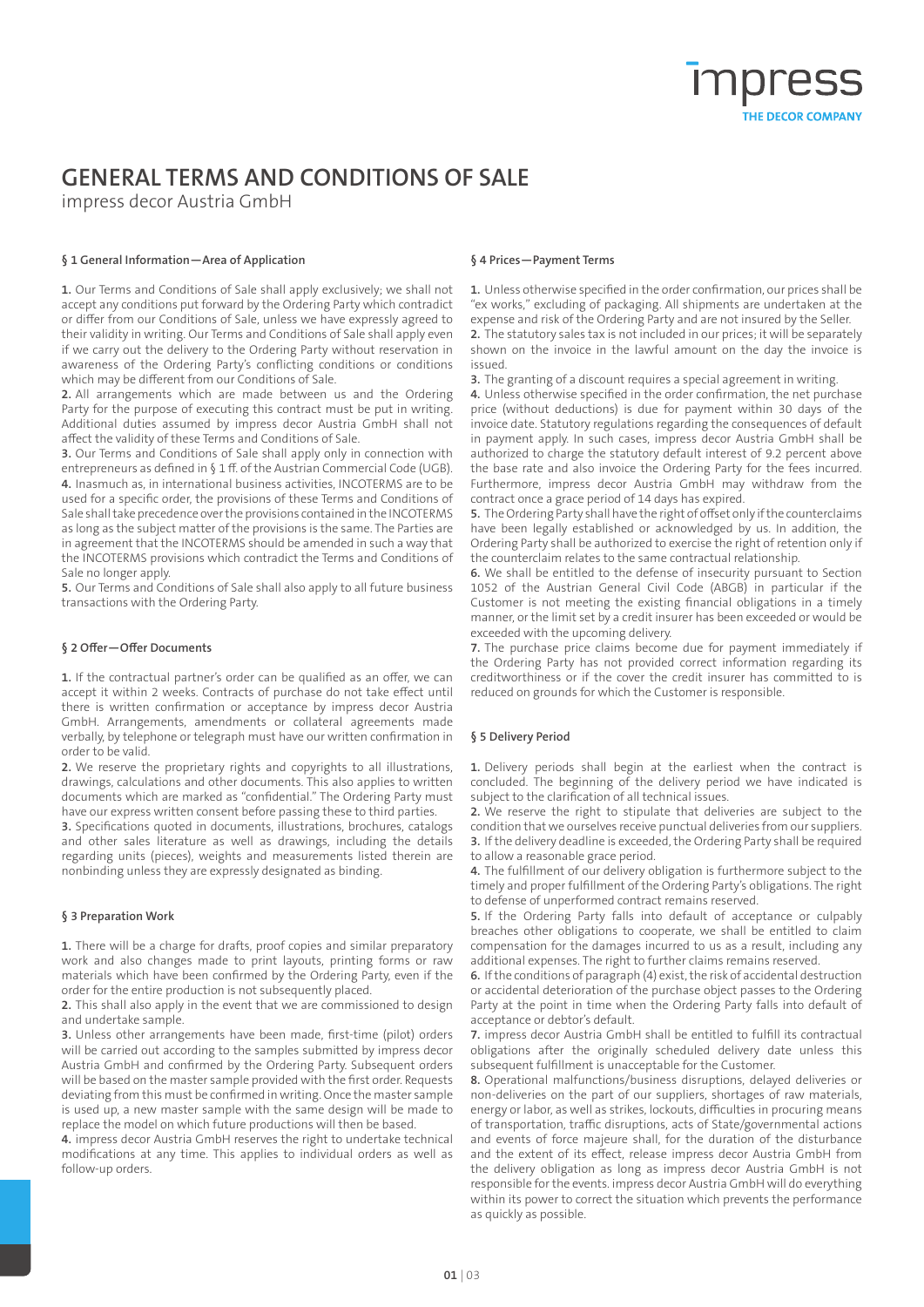impress
THE DECOR COMPANY

# GENERAL TERMS AND CONDITIONS OF SALE

impress decor Austria GmbH

### § 1 General Information—Area of Application

**1.** Our Terms and Conditions of Sale shall apply exclusively; we shall not accept any conditions put forward by the Ordering Party which contradict or differ from our Conditions of Sale, unless we have expressly agreed to their validity in writing. Our Terms and Conditions of Sale shall apply even if we carry out the delivery to the Ordering Party without reservation in awareness of the Ordering Party's conflicting conditions or conditions which may be different from our Conditions of Sale.

**2.** All arrangements which are made between us and the Ordering Party for the purpose of executing this contract must be put in writing. Additional duties assumed by impress decor Austria GmbH shall not affect the validity of these Terms and Conditions of Sale.

**3.** Our Terms and Conditions of Sale shall apply only in connection with entrepreneurs as defined in § 1 ff. of the Austrian Commercial Code (UGB).

**4.** Inasmuch as, in international business activities, INCOTERMS are to be used for a specific order, the provisions of these Terms and Conditions of Sale shall take precedence over the provisions contained in the INCOTERMS as long as the subject matter of the provisions is the same. The Parties are in agreement that the INCOTERMS should be amended in such a way that the INCOTERMS provisions which contradict the Terms and Conditions of Sale no longer apply.

**5.** Our Terms and Conditions of Sale shall also apply to all future business transactions with the Ordering Party.

### § 2 Offer—Offer Documents

**1.** If the contractual partner's order can be qualified as an offer, we can accept it within 2 weeks. Contracts of purchase do not take effect until there is written confirmation or acceptance by impress decor Austria GmbH. Arrangements, amendments or collateral agreements made verbally, by telephone or telegraph must have our written confirmation in order to be valid.

**2.** We reserve the proprietary rights and copyrights to all illustrations, drawings, calculations and other documents. This also applies to written documents which are marked as "confidential." The Ordering Party must have our express written consent before passing these to third parties.

**3.** Specifications quoted in documents, illustrations, brochures, catalogs and other sales literature as well as drawings, including the details regarding units (pieces), weights and measurements listed therein are nonbinding unless they are expressly designated as binding.

### § 3 Preparation Work

**1.** There will be a charge for drafts, proof copies and similar preparatory work and also changes made to print layouts, printing forms or raw materials which have been confirmed by the Ordering Party, even if the order for the entire production is not subsequently placed.

**2.** This shall also apply in the event that we are commissioned to design and undertake sample.

**3.** Unless other arrangements have been made, first-time (pilot) orders will be carried out according to the samples submitted by impress decor Austria GmbH and confirmed by the Ordering Party. Subsequent orders will be based on the master sample provided with the first order. Requests deviating from this must be confirmed in writing. Once the master sample is used up, a new master sample with the same design will be made to replace the model on which future productions will then be based.

**4.** impress decor Austria GmbH reserves the right to undertake technical modifications at any time. This applies to individual orders as well as follow-up orders.

### § 4 Prices—Payment Terms

**1.** Unless otherwise specified in the order confirmation, our prices shall be "ex works," excluding of packaging. All shipments are undertaken at the expense and risk of the Ordering Party and are not insured by the Seller.

**2.** The statutory sales tax is not included in our prices; it will be separately shown on the invoice in the lawful amount on the day the invoice is issued.

**3.** The granting of a discount requires a special agreement in writing.

**4.** Unless otherwise specified in the order confirmation, the net purchase price (without deductions) is due for payment within 30 days of the invoice date. Statutory regulations regarding the consequences of default in payment apply. In such cases, impress decor Austria GmbH shall be authorized to charge the statutory default interest of 9.2 percent above the base rate and also invoice the Ordering Party for the fees incurred. Furthermore, impress decor Austria GmbH may withdraw from the contract once a grace period of 14 days has expired.

**5.** The Ordering Party shall have the right of offset only if the counterclaims have been legally established or acknowledged by us. In addition, the Ordering Party shall be authorized to exercise the right of retention only if the counterclaim relates to the same contractual relationship.

**6.** We shall be entitled to the defense of insecurity pursuant to Section 1052 of the Austrian General Civil Code (ABGB) in particular if the Customer is not meeting the existing financial obligations in a timely manner, or the limit set by a credit insurer has been exceeded or would be exceeded with the upcoming delivery.

**7.** The purchase price claims become due for payment immediately if the Ordering Party has not provided correct information regarding its creditworthiness or if the cover the credit insurer has committed to is reduced on grounds for which the Customer is responsible.

### § 5 Delivery Period

**1.** Delivery periods shall begin at the earliest when the contract is concluded. The beginning of the delivery period we have indicated is subject to the clarification of all technical issues.

**2.** We reserve the right to stipulate that deliveries are subject to the condition that we ourselves receive punctual deliveries from our suppliers.

**3.** If the delivery deadline is exceeded, the Ordering Party shall be required to allow a reasonable grace period.

**4.** The fulfillment of our delivery obligation is furthermore subject to the timely and proper fulfillment of the Ordering Party's obligations. The right to defense of unperformed contract remains reserved.

**5.** If the Ordering Party falls into default of acceptance or culpably breaches other obligations to cooperate, we shall be entitled to claim compensation for the damages incurred to us as a result, including any additional expenses. The right to further claims remains reserved.

**6.** If the conditions of paragraph (4) exist, the risk of accidental destruction or accidental deterioration of the purchase object passes to the Ordering Party at the point in time when the Ordering Party falls into default of acceptance or debtor's default.

**7.** impress decor Austria GmbH shall be entitled to fulfill its contractual obligations after the originally scheduled delivery date unless this subsequent fulfillment is unacceptable for the Customer.

**8.** Operational malfunctions/business disruptions, delayed deliveries or non-deliveries on the part of our suppliers, shortages of raw materials, energy or labor, as well as strikes, lockouts, difficulties in procuring means of transportation, traffic disruptions, acts of State/governmental actions and events of force majeure shall, for the duration of the disturbance and the extent of its effect, release impress decor Austria GmbH from the delivery obligation as long as impress decor Austria GmbH is not responsible for the events. impress decor Austria GmbH will do everything within its power to correct the situation which prevents the performance as quickly as possible.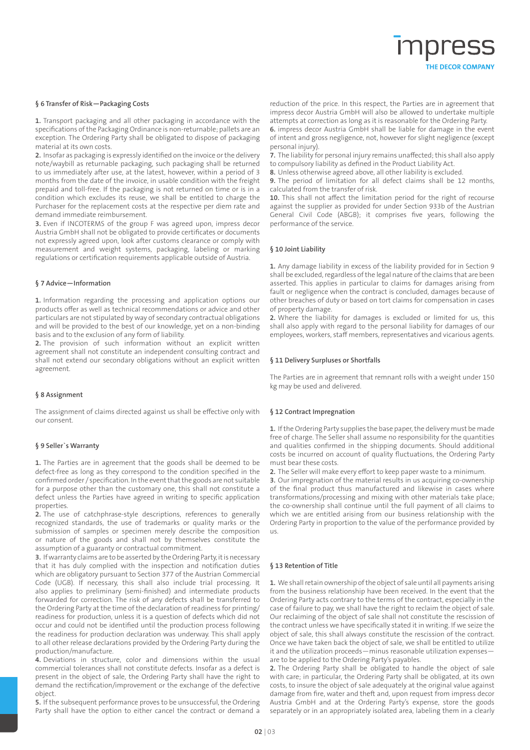## § 6 Transfer of Risk—Packaging Costs

**1.** Transport packaging and all other packaging in accordance with the specifications of the Packaging Ordinance is non-returnable; pallets are an exception. The Ordering Party shall be obligated to dispose of packaging material at its own costs.

**2.** Insofar as packaging is expressly identified on the invoice or the delivery note/waybill as returnable packaging, such packaging shall be returned to us immediately after use, at the latest, however, within a period of 3 months from the date of the invoice, in usable condition with the freight prepaid and toll-free. If the packaging is not returned on time or is in a condition which excludes its reuse, we shall be entitled to charge the Purchaser for the replacement costs at the respective per diem rate and demand immediate reimbursement.

**3.** Even if INCOTERMS of the group F was agreed upon, impress decor Austria GmbH shall not be obligated to provide certificates or documents not expressly agreed upon, look after customs clearance or comply with measurement and weight systems, packaging, labeling or marking regulations or certification requirements applicable outside of Austria.

## § 7 Advice—Information

**1.** Information regarding the processing and application options our products offer as well as technical recommendations or advice and other particulars are not stipulated by way of secondary contractual obligations and will be provided to the best of our knowledge, yet on a non-binding basis and to the exclusion of any form of liability.

**2.** The provision of such information without an explicit written agreement shall not constitute an independent consulting contract and shall not extend our secondary obligations without an explicit written agreement.

## § 8 Assignment

The assignment of claims directed against us shall be effective only with our consent.

## § 9 Seller`s Warranty

**1.** The Parties are in agreement that the goods shall be deemed to be defect-free as long as they correspond to the condition specified in the confirmed order / specification. In the event that the goods are not suitable for a purpose other than the customary one, this shall not constitute a defect unless the Parties have agreed in writing to specific application properties.

**2.** The use of catchphrase-style descriptions, references to generally recognized standards, the use of trademarks or quality marks or the submission of samples or specimen merely describe the composition or nature of the goods and shall not by themselves constitute the assumption of a guaranty or contractual commitment.

**3.** If warranty claims are to be asserted by the Ordering Party, it is necessary that it has duly complied with the inspection and notification duties which are obligatory pursuant to Section 377 of the Austrian Commercial Code (UGB). If necessary, this shall also include trial processing. It also applies to preliminary (semi-finished) and intermediate products forwarded for correction. The risk of any defects shall be transferred to the Ordering Party at the time of the declaration of readiness for printing/ readiness for production, unless it is a question of defects which did not occur and could not be identified until the production process following the readiness for production declaration was underway. This shall apply to all other release declarations provided by the Ordering Party during the production/manufacture.

**4.** Deviations in structure, color and dimensions within the usual commercial tolerances shall not constitute defects. Insofar as a defect is present in the object of sale, the Ordering Party shall have the right to demand the rectification/improvement or the exchange of the defective object.

**5.** If the subsequent performance proves to be unsuccessful, the Ordering Party shall have the option to either cancel the contract or demand a reduction of the price. In this respect, the Parties are in agreement that impress decor Austria GmbH will also be allowed to undertake multiple attempts at correction as long as it is reasonable for the Ordering Party.

**6.** impress decor Austria GmbH shall be liable for damage in the event of intent and gross negligence, not, however for slight negligence (except personal injury).

**7.** The liability for personal injury remains unaffected; this shall also apply to compulsory liability as defined in the Product Liability Act.

**8.** Unless otherwise agreed above, all other liability is excluded.

**9.** The period of limitation for all defect claims shall be 12 months, calculated from the transfer of risk.

**10.** This shall not affect the limitation period for the right of recourse against the supplier as provided for under Section 933b of the Austrian General Civil Code (ABGB); it comprises five years, following the performance of the service.

## § 10 Joint Liability

**1.** Any damage liability in excess of the liability provided for in Section 9 shall be excluded, regardless of the legal nature of the claims that are been asserted. This applies in particular to claims for damages arising from fault or negligence when the contract is concluded, damages because of other breaches of duty or based on tort claims for compensation in cases of property damage.

**2.** Where the liability for damages is excluded or limited for us, this shall also apply with regard to the personal liability for damages of our employees, workers, staff members, representatives and vicarious agents.

## § 11 Delivery Surpluses or Shortfalls

The Parties are in agreement that remnant rolls with a weight under 150 kg may be used and delivered.

## § 12 Contract Impregnation

**1.** If the Ordering Party supplies the base paper, the delivery must be made free of charge. The Seller shall assume no responsibility for the quantities and qualities confirmed in the shipping documents. Should additional costs be incurred on account of quality fluctuations, the Ordering Party must bear these costs.

**2.** The Seller will make every effort to keep paper waste to a minimum.

**3.** Our impregnation of the material results in us acquiring co-ownership of the final product thus manufactured and likewise in cases where transformations/processing and mixing with other materials take place; the co-ownership shall continue until the full payment of all claims to which we are entitled arising from our business relationship with the Ordering Party in proportion to the value of the performance provided by us.

## § 13 Retention of Title

**1.** We shall retain ownership of the object of sale until all payments arising from the business relationship have been received. In the event that the Ordering Party acts contrary to the terms of the contract, especially in the case of failure to pay, we shall have the right to reclaim the object of sale. Our reclaiming of the object of sale shall not constitute the rescission of the contract unless we have specifically stated it in writing. If we seize the object of sale, this shall always constitute the rescission of the contract. Once we have taken back the object of sale, we shall be entitled to utilize it and the utilization proceeds—minus reasonable utilization expenses—are to be applied to the Ordering Party's payables.

**2.** The Ordering Party shall be obligated to handle the object of sale with care; in particular, the Ordering Party shall be obligated, at its own costs, to insure the object of sale adequately at the original value against damage from fire, water and theft and, upon request from impress decor Austria GmbH and at the Ordering Party's expense, store the goods separately or in an appropriately isolated area, labeling them in a clearly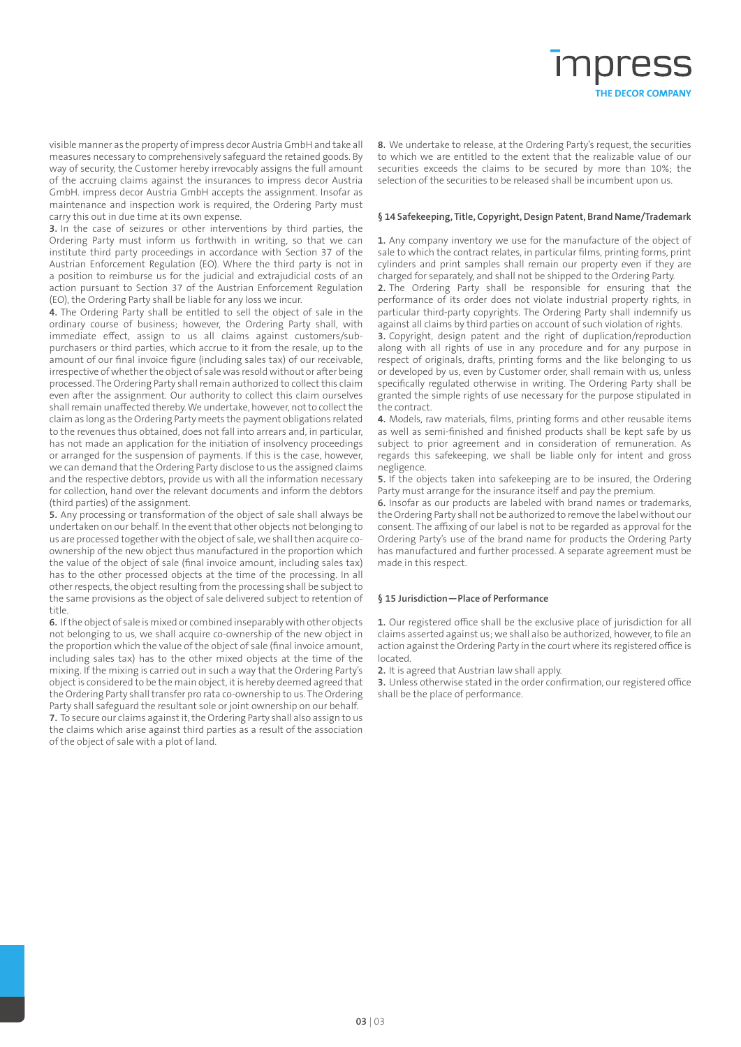visible manner as the property of impress decor Austria GmbH and take all measures necessary to comprehensively safeguard the retained goods. By way of security, the Customer hereby irrevocably assigns the full amount of the accruing claims against the insurances to impress decor Austria GmbH. impress decor Austria GmbH accepts the assignment. Insofar as maintenance and inspection work is required, the Ordering Party must carry this out in due time at its own expense.

**3.** In the case of seizures or other interventions by third parties, the Ordering Party must inform us forthwith in writing, so that we can institute third party proceedings in accordance with Section 37 of the Austrian Enforcement Regulation (EO). Where the third party is not in a position to reimburse us for the judicial and extrajudicial costs of an action pursuant to Section 37 of the Austrian Enforcement Regulation (EO), the Ordering Party shall be liable for any loss we incur.

**4.** The Ordering Party shall be entitled to sell the object of sale in the ordinary course of business; however, the Ordering Party shall, with immediate effect, assign to us all claims against customers/sub-purchasers or third parties, which accrue to it from the resale, up to the amount of our final invoice figure (including sales tax) of our receivable, irrespective of whether the object of sale was resold without or after being processed. The Ordering Party shall remain authorized to collect this claim even after the assignment. Our authority to collect this claim ourselves shall remain unaffected thereby. We undertake, however, not to collect the claim as long as the Ordering Party meets the payment obligations related to the revenues thus obtained, does not fall into arrears and, in particular, has not made an application for the initiation of insolvency proceedings or arranged for the suspension of payments. If this is the case, however, we can demand that the Ordering Party disclose to us the assigned claims and the respective debtors, provide us with all the information necessary for collection, hand over the relevant documents and inform the debtors (third parties) of the assignment.

**5.** Any processing or transformation of the object of sale shall always be undertaken on our behalf. In the event that other objects not belonging to us are processed together with the object of sale, we shall then acquire co-ownership of the new object thus manufactured in the proportion which the value of the object of sale (final invoice amount, including sales tax) has to the other processed objects at the time of the processing. In all other respects, the object resulting from the processing shall be subject to the same provisions as the object of sale delivered subject to retention of title.

**6.** If the object of sale is mixed or combined inseparably with other objects not belonging to us, we shall acquire co-ownership of the new object in the proportion which the value of the object of sale (final invoice amount, including sales tax) has to the other mixed objects at the time of the mixing. If the mixing is carried out in such a way that the Ordering Party's object is considered to be the main object, it is hereby deemed agreed that the Ordering Party shall transfer pro rata co-ownership to us. The Ordering Party shall safeguard the resultant sole or joint ownership on our behalf.

**7.** To secure our claims against it, the Ordering Party shall also assign to us the claims which arise against third parties as a result of the association of the object of sale with a plot of land.

**8.** We undertake to release, at the Ordering Party's request, the securities to which we are entitled to the extent that the realizable value of our securities exceeds the claims to be secured by more than 10%; the selection of the securities to be released shall be incumbent upon us.

#### § 14 Safekeeping, Title, Copyright, Design Patent, Brand Name/Trademark

**1.** Any company inventory we use for the manufacture of the object of sale to which the contract relates, in particular films, printing forms, print cylinders and print samples shall remain our property even if they are charged for separately, and shall not be shipped to the Ordering Party.

**2.** The Ordering Party shall be responsible for ensuring that the performance of its order does not violate industrial property rights, in particular third-party copyrights. The Ordering Party shall indemnify us against all claims by third parties on account of such violation of rights.

**3.** Copyright, design patent and the right of duplication/reproduction along with all rights of use in any procedure and for any purpose in respect of originals, drafts, printing forms and the like belonging to us or developed by us, even by Customer order, shall remain with us, unless specifically regulated otherwise in writing. The Ordering Party shall be granted the simple rights of use necessary for the purpose stipulated in the contract.

**4.** Models, raw materials, films, printing forms and other reusable items as well as semi-finished and finished products shall be kept safe by us subject to prior agreement and in consideration of remuneration. As regards this safekeeping, we shall be liable only for intent and gross negligence.

**5.** If the objects taken into safekeeping are to be insured, the Ordering Party must arrange for the insurance itself and pay the premium.

**6.** Insofar as our products are labeled with brand names or trademarks, the Ordering Party shall not be authorized to remove the label without our consent. The affixing of our label is not to be regarded as approval for the Ordering Party's use of the brand name for products the Ordering Party has manufactured and further processed. A separate agreement must be made in this respect.

#### § 15 Jurisdiction—Place of Performance

**1.** Our registered office shall be the exclusive place of jurisdiction for all claims asserted against us; we shall also be authorized, however, to file an action against the Ordering Party in the court where its registered office is located.

**2.** It is agreed that Austrian law shall apply.

**3.** Unless otherwise stated in the order confirmation, our registered office shall be the place of performance.